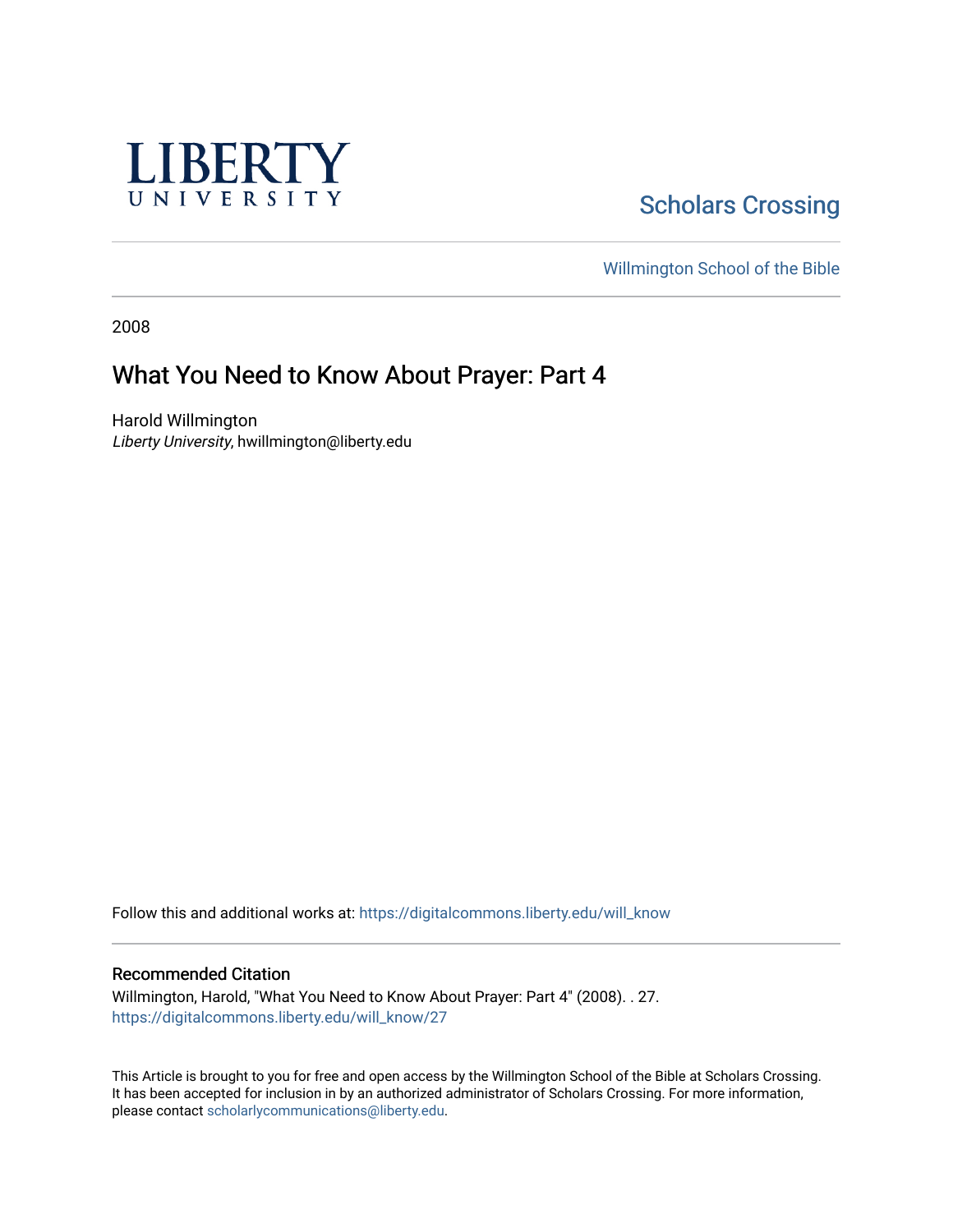LIBERTY UNIVERSITY

Scholars Crossing

Willmington School of the Bible

2008

# What You Need to Know About Prayer: Part 4

Harold Willmington
*Liberty University*, hwillmington@liberty.edu

Follow this and additional works at: https://digitalcommons.liberty.edu/will_know

## Recommended Citation

Willmington, Harold, "What You Need to Know About Prayer: Part 4" (2008). . 27.
https://digitalcommons.liberty.edu/will_know/27

This Article is brought to you for free and open access by the Willmington School of the Bible at Scholars Crossing. It has been accepted for inclusion in by an authorized administrator of Scholars Crossing. For more information, please contact scholarlycommunications@liberty.edu.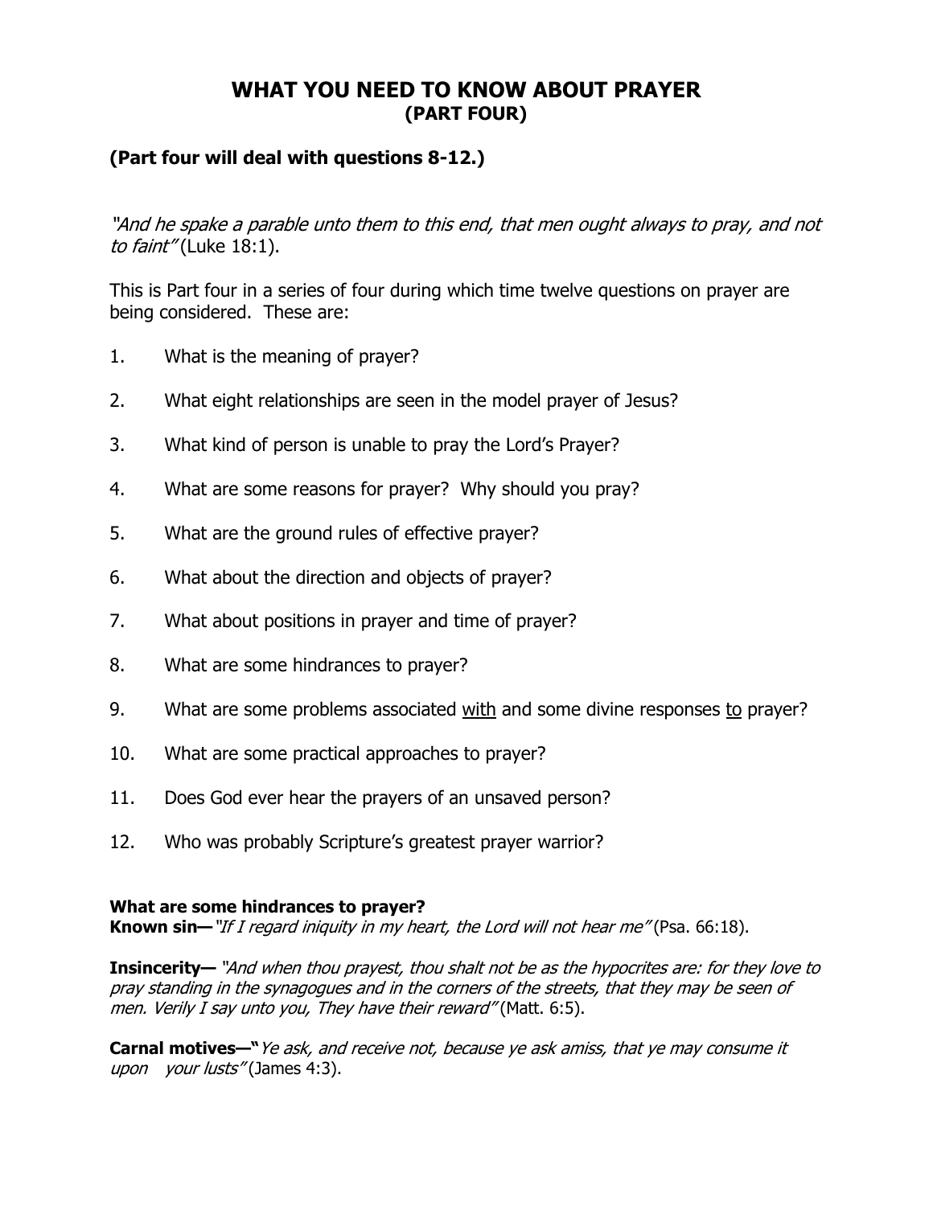# WHAT YOU NEED TO KNOW ABOUT PRAYER
## (PART FOUR)

### (Part four will deal with questions 8-12.)

*"And he spake a parable unto them to this end, that men ought always to pray, and not to faint"* (Luke 18:1).

This is Part four in a series of four during which time twelve questions on prayer are being considered. These are:

1. What is the meaning of prayer?

2. What eight relationships are seen in the model prayer of Jesus?

3. What kind of person is unable to pray the Lord's Prayer?

4. What are some reasons for prayer? Why should you pray?

5. What are the ground rules of effective prayer?

6. What about the direction and objects of prayer?

7. What about positions in prayer and time of prayer?

8. What are some hindrances to prayer?

9. What are some problems associated <u>with</u> and some divine responses <u>to</u> prayer?

10. What are some practical approaches to prayer?

11. Does God ever hear the prayers of an unsaved person?

12. Who was probably Scripture's greatest prayer warrior?

**What are some hindrances to prayer?**
**Known sin—** *"If I regard iniquity in my heart, the Lord will not hear me"* (Psa. 66:18).

**Insincerity—** *"And when thou prayest, thou shalt not be as the hypocrites are: for they love to pray standing in the synagogues and in the corners of the streets, that they may be seen of men. Verily I say unto you, They have their reward"* (Matt. 6:5).

**Carnal motives—"** *Ye ask, and receive not, because ye ask amiss, that ye may consume it upon your lusts"* (James 4:3).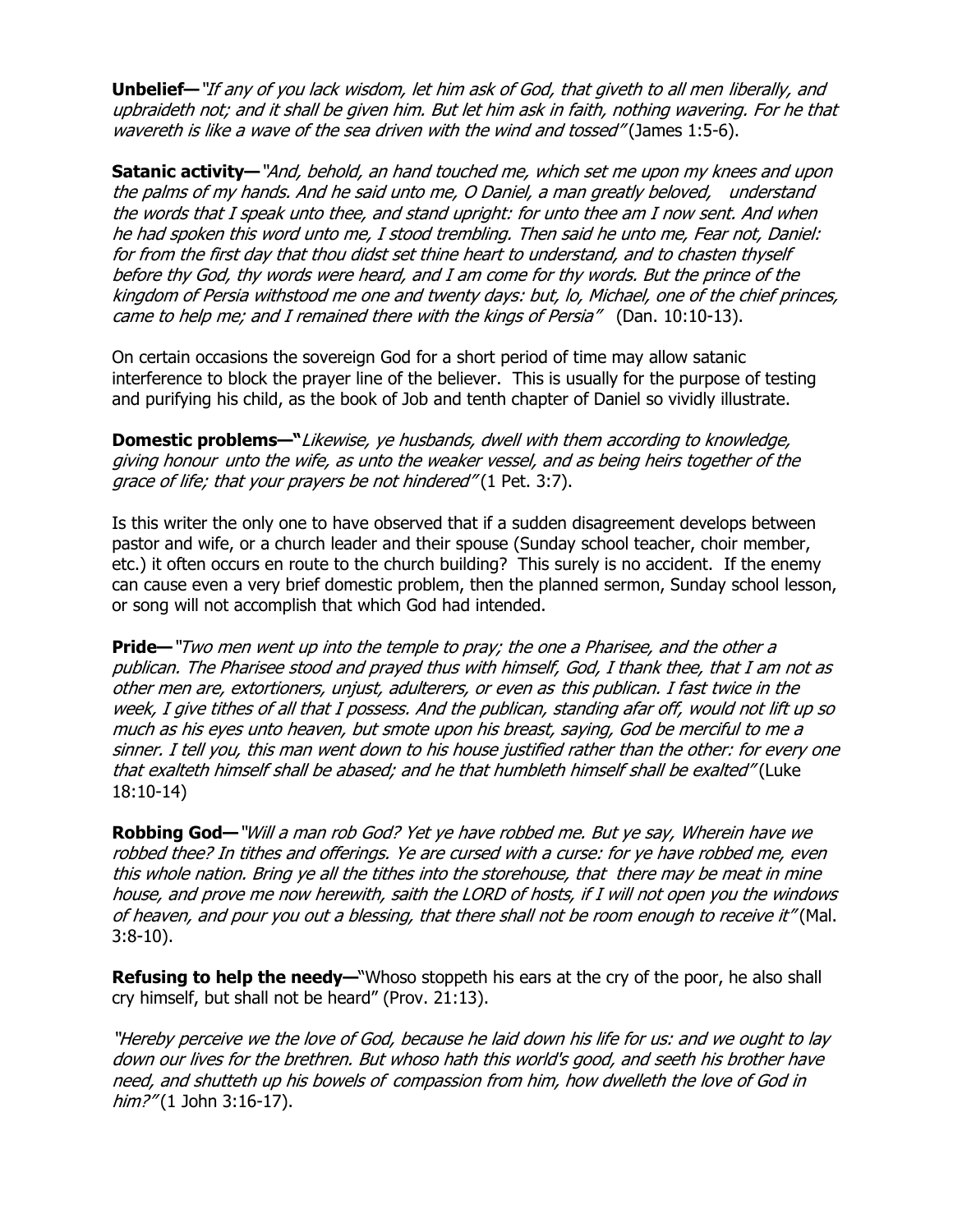**Unbelief—** *"If any of you lack wisdom, let him ask of God, that giveth to all men liberally, and upbraideth not; and it shall be given him. But let him ask in faith, nothing wavering. For he that wavereth is like a wave of the sea driven with the wind and tossed"* (James 1:5-6).

**Satanic activity—** *"And, behold, an hand touched me, which set me upon my knees and upon the palms of my hands. And he said unto me, O Daniel, a man greatly beloved, understand the words that I speak unto thee, and stand upright: for unto thee am I now sent. And when he had spoken this word unto me, I stood trembling. Then said he unto me, Fear not, Daniel: for from the first day that thou didst set thine heart to understand, and to chasten thyself before thy God, thy words were heard, and I am come for thy words. But the prince of the kingdom of Persia withstood me one and twenty days: but, lo, Michael, one of the chief princes, came to help me; and I remained there with the kings of Persia"* (Dan. 10:10-13).

On certain occasions the sovereign God for a short period of time may allow satanic interference to block the prayer line of the believer. This is usually for the purpose of testing and purifying his child, as the book of Job and tenth chapter of Daniel so vividly illustrate.

**Domestic problems—** *"Likewise, ye husbands, dwell with them according to knowledge, giving honour unto the wife, as unto the weaker vessel, and as being heirs together of the grace of life; that your prayers be not hindered"* (1 Pet. 3:7).

Is this writer the only one to have observed that if a sudden disagreement develops between pastor and wife, or a church leader and their spouse (Sunday school teacher, choir member, etc.) it often occurs en route to the church building? This surely is no accident. If the enemy can cause even a very brief domestic problem, then the planned sermon, Sunday school lesson, or song will not accomplish that which God had intended.

**Pride—** *"Two men went up into the temple to pray; the one a Pharisee, and the other a publican. The Pharisee stood and prayed thus with himself, God, I thank thee, that I am not as other men are, extortioners, unjust, adulterers, or even as this publican. I fast twice in the week, I give tithes of all that I possess. And the publican, standing afar off, would not lift up so much as his eyes unto heaven, but smote upon his breast, saying, God be merciful to me a sinner. I tell you, this man went down to his house justified rather than the other: for every one that exalteth himself shall be abased; and he that humbleth himself shall be exalted"* (Luke 18:10-14)

**Robbing God—** *"Will a man rob God? Yet ye have robbed me. But ye say, Wherein have we robbed thee? In tithes and offerings. Ye are cursed with a curse: for ye have robbed me, even this whole nation. Bring ye all the tithes into the storehouse, that there may be meat in mine house, and prove me now herewith, saith the LORD of hosts, if I will not open you the windows of heaven, and pour you out a blessing, that there shall not be room enough to receive it"* (Mal. 3:8-10).

**Refusing to help the needy—** "Whoso stoppeth his ears at the cry of the poor, he also shall cry himself, but shall not be heard" (Prov. 21:13).

*"Hereby perceive we the love of God, because he laid down his life for us: and we ought to lay down our lives for the brethren. But whoso hath this world's good, and seeth his brother have need, and shutteth up his bowels of compassion from him, how dwelleth the love of God in him?"* (1 John 3:16-17).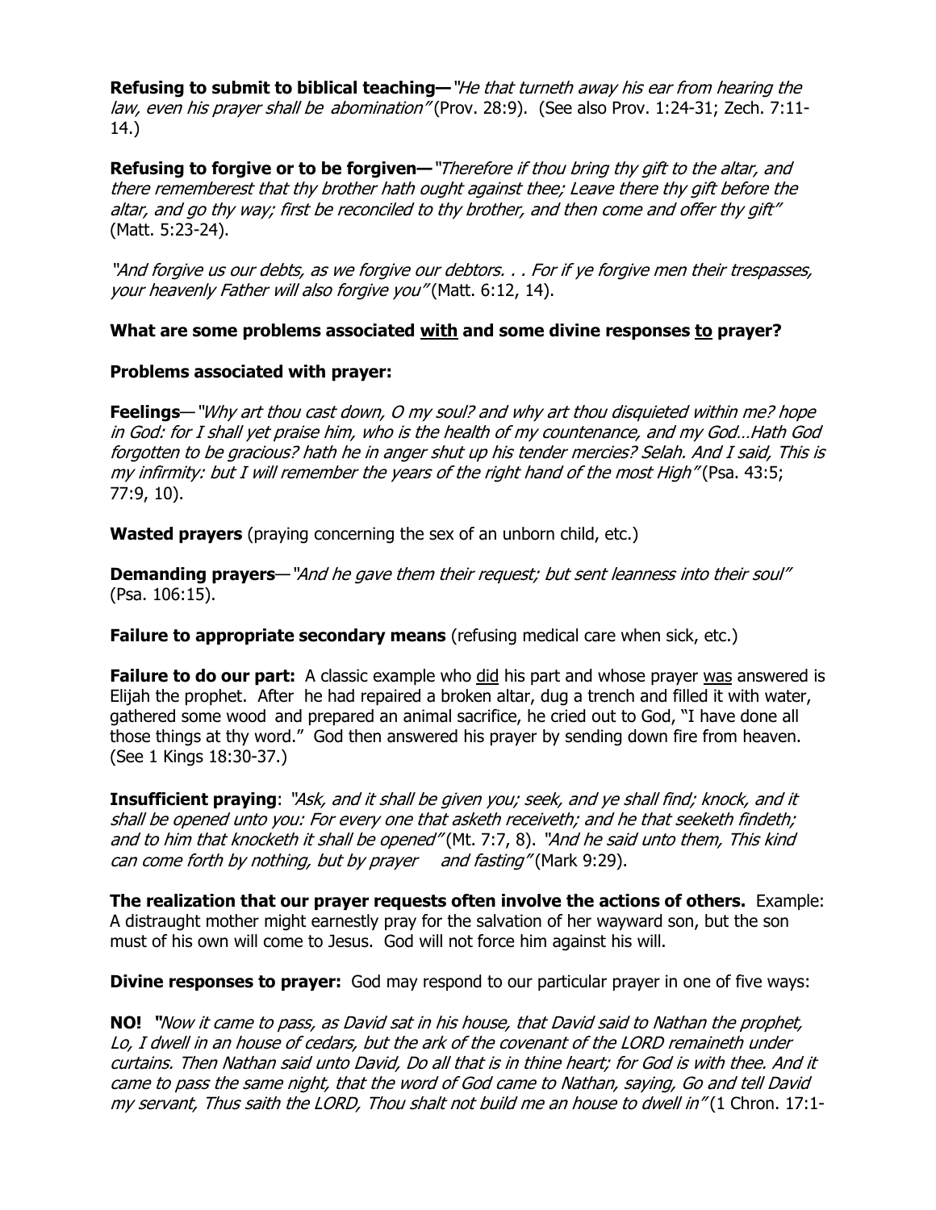**Refusing to submit to biblical teaching—** *"He that turneth away his ear from hearing the law, even his prayer shall be abomination"* (Prov. 28:9). (See also Prov. 1:24-31; Zech. 7:11-14.)

**Refusing to forgive or to be forgiven—** *"Therefore if thou bring thy gift to the altar, and there rememberest that thy brother hath ought against thee; Leave there thy gift before the altar, and go thy way; first be reconciled to thy brother, and then come and offer thy gift"* (Matt. 5:23-24).

*"And forgive us our debts, as we forgive our debtors. . . For if ye forgive men their trespasses, your heavenly Father will also forgive you"* (Matt. 6:12, 14).

**What are some problems associated <u>with</u> and some divine responses <u>to</u> prayer?**

**Problems associated with prayer:**

**Feelings**— *"Why art thou cast down, O my soul? and why art thou disquieted within me? hope in God: for I shall yet praise him, who is the health of my countenance, and my God…Hath God forgotten to be gracious? hath he in anger shut up his tender mercies? Selah. And I said, This is my infirmity: but I will remember the years of the right hand of the most High"* (Psa. 43:5; 77:9, 10).

**Wasted prayers** (praying concerning the sex of an unborn child, etc.)

**Demanding prayers**— *"And he gave them their request; but sent leanness into their soul"* (Psa. 106:15).

**Failure to appropriate secondary means** (refusing medical care when sick, etc.)

**Failure to do our part:** A classic example who <u>did</u> his part and whose prayer <u>was</u> answered is Elijah the prophet. After he had repaired a broken altar, dug a trench and filled it with water, gathered some wood and prepared an animal sacrifice, he cried out to God, "I have done all those things at thy word." God then answered his prayer by sending down fire from heaven. (See 1 Kings 18:30-37.)

**Insufficient praying**: *"Ask, and it shall be given you; seek, and ye shall find; knock, and it shall be opened unto you: For every one that asketh receiveth; and he that seeketh findeth; and to him that knocketh it shall be opened"* (Mt. 7:7, 8). *"And he said unto them, This kind can come forth by nothing, but by prayer and fasting"* (Mark 9:29).

**The realization that our prayer requests often involve the actions of others.** Example: A distraught mother might earnestly pray for the salvation of her wayward son, but the son must of his own will come to Jesus. God will not force him against his will.

**Divine responses to prayer:** God may respond to our particular prayer in one of five ways:

**NO!** *"Now it came to pass, as David sat in his house, that David said to Nathan the prophet, Lo, I dwell in an house of cedars, but the ark of the covenant of the LORD remaineth under curtains. Then Nathan said unto David, Do all that is in thine heart; for God is with thee. And it came to pass the same night, that the word of God came to Nathan, saying, Go and tell David my servant, Thus saith the LORD, Thou shalt not build me an house to dwell in"* (1 Chron. 17:1-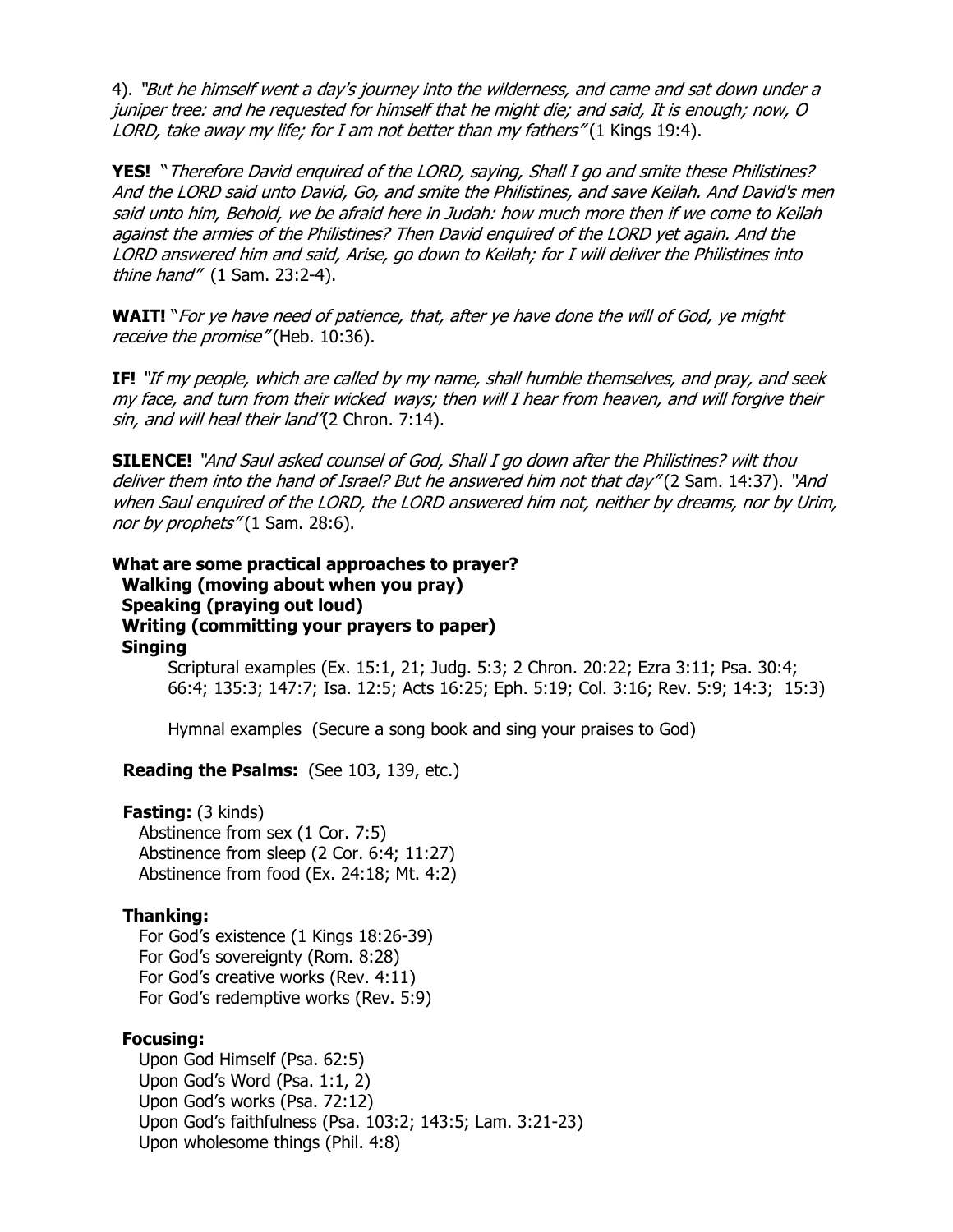4). *"But he himself went a day's journey into the wilderness, and came and sat down under a juniper tree: and he requested for himself that he might die; and said, It is enough; now, O LORD, take away my life; for I am not better than my fathers"* (1 Kings 19:4).

**YES!** "*Therefore David enquired of the LORD, saying, Shall I go and smite these Philistines? And the LORD said unto David, Go, and smite the Philistines, and save Keilah. And David's men said unto him, Behold, we be afraid here in Judah: how much more then if we come to Keilah against the armies of the Philistines? Then David enquired of the LORD yet again. And the LORD answered him and said, Arise, go down to Keilah; for I will deliver the Philistines into thine hand"* (1 Sam. 23:2-4).

**WAIT!** "*For ye have need of patience, that, after ye have done the will of God, ye might receive the promise"* (Heb. 10:36).

**IF!** *"If my people, which are called by my name, shall humble themselves, and pray, and seek my face, and turn from their wicked ways; then will I hear from heaven, and will forgive their sin, and will heal their land"*(2 Chron. 7:14).

**SILENCE!** *"And Saul asked counsel of God, Shall I go down after the Philistines? wilt thou deliver them into the hand of Israel? But he answered him not that day"* (2 Sam. 14:37). *"And when Saul enquired of the LORD, the LORD answered him not, neither by dreams, nor by Urim, nor by prophets"* (1 Sam. 28:6).

**What are some practical approaches to prayer?**

**Walking (moving about when you pray)**
**Speaking (praying out loud)**
**Writing (committing your prayers to paper)**
**Singing**

Scriptural examples (Ex. 15:1, 21; Judg. 5:3; 2 Chron. 20:22; Ezra 3:11; Psa. 30:4; 66:4; 135:3; 147:7; Isa. 12:5; Acts 16:25; Eph. 5:19; Col. 3:16; Rev. 5:9; 14:3; 15:3)

Hymnal examples (Secure a song book and sing your praises to God)

**Reading the Psalms:** (See 103, 139, etc.)

**Fasting:** (3 kinds)
- Abstinence from sex (1 Cor. 7:5)
- Abstinence from sleep (2 Cor. 6:4; 11:27)
- Abstinence from food (Ex. 24:18; Mt. 4:2)

**Thanking:**
- For God's existence (1 Kings 18:26-39)
- For God's sovereignty (Rom. 8:28)
- For God's creative works (Rev. 4:11)
- For God's redemptive works (Rev. 5:9)

**Focusing:**
- Upon God Himself (Psa. 62:5)
- Upon God's Word (Psa. 1:1, 2)
- Upon God's works (Psa. 72:12)
- Upon God's faithfulness (Psa. 103:2; 143:5; Lam. 3:21-23)
- Upon wholesome things (Phil. 4:8)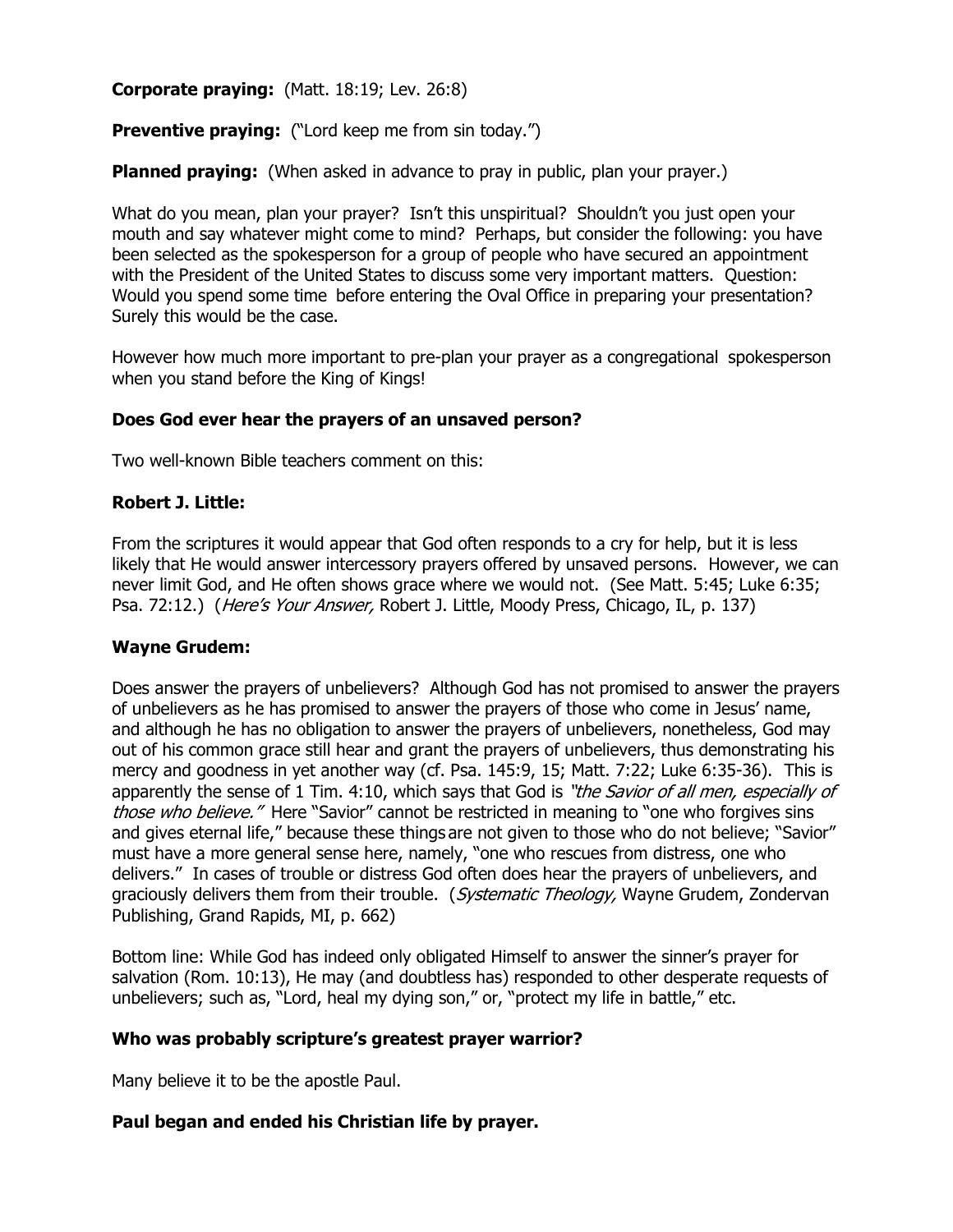**Corporate praying:** (Matt. 18:19; Lev. 26:8)

**Preventive praying:** ("Lord keep me from sin today.")

**Planned praying:** (When asked in advance to pray in public, plan your prayer.)

What do you mean, plan your prayer? Isn't this unspiritual? Shouldn't you just open your mouth and say whatever might come to mind? Perhaps, but consider the following: you have been selected as the spokesperson for a group of people who have secured an appointment with the President of the United States to discuss some very important matters. Question: Would you spend some time before entering the Oval Office in preparing your presentation? Surely this would be the case.

However how much more important to pre-plan your prayer as a congregational spokesperson when you stand before the King of Kings!

### Does God ever hear the prayers of an unsaved person?

Two well-known Bible teachers comment on this:

**Robert J. Little:**

From the scriptures it would appear that God often responds to a cry for help, but it is less likely that He would answer intercessory prayers offered by unsaved persons. However, we can never limit God, and He often shows grace where we would not. (See Matt. 5:45; Luke 6:35; Psa. 72:12.) (*Here's Your Answer,* Robert J. Little, Moody Press, Chicago, IL, p. 137)

**Wayne Grudem:**

Does answer the prayers of unbelievers? Although God has not promised to answer the prayers of unbelievers as he has promised to answer the prayers of those who come in Jesus' name, and although he has no obligation to answer the prayers of unbelievers, nonetheless, God may out of his common grace still hear and grant the prayers of unbelievers, thus demonstrating his mercy and goodness in yet another way (cf. Psa. 145:9, 15; Matt. 7:22; Luke 6:35-36). This is apparently the sense of 1 Tim. 4:10, which says that God is *"the Savior of all men, especially of those who believe."* Here "Savior" cannot be restricted in meaning to "one who forgives sins and gives eternal life," because these things are not given to those who do not believe; "Savior" must have a more general sense here, namely, "one who rescues from distress, one who delivers." In cases of trouble or distress God often does hear the prayers of unbelievers, and graciously delivers them from their trouble. (*Systematic Theology,* Wayne Grudem, Zondervan Publishing, Grand Rapids, MI, p. 662)

Bottom line: While God has indeed only obligated Himself to answer the sinner's prayer for salvation (Rom. 10:13), He may (and doubtless has) responded to other desperate requests of unbelievers; such as, "Lord, heal my dying son," or, "protect my life in battle," etc.

### Who was probably scripture's greatest prayer warrior?

Many believe it to be the apostle Paul.

### Paul began and ended his Christian life by prayer.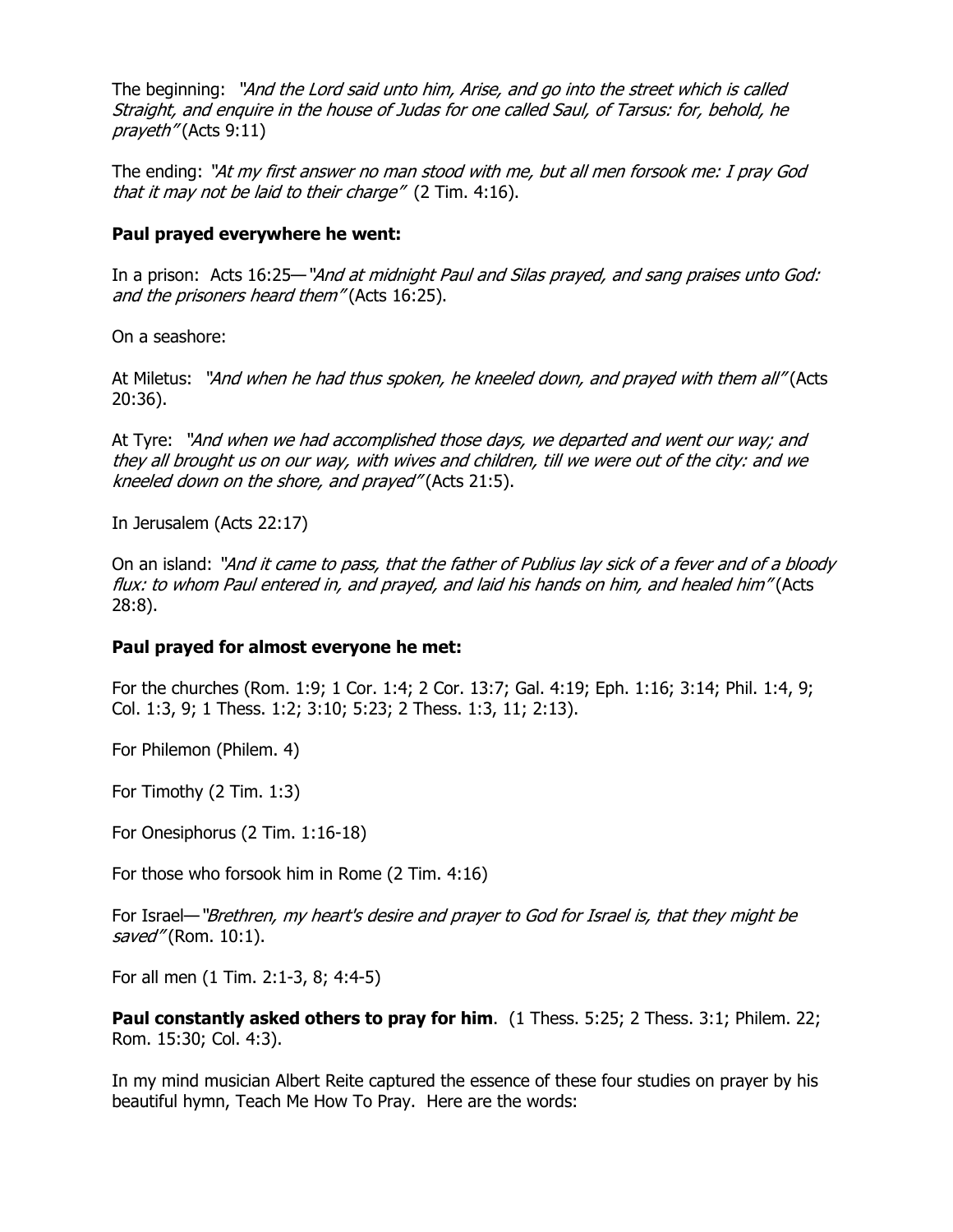The beginning: *"And the Lord said unto him, Arise, and go into the street which is called Straight, and enquire in the house of Judas for one called Saul, of Tarsus: for, behold, he prayeth"* (Acts 9:11)

The ending: *"At my first answer no man stood with me, but all men forsook me: I pray God that it may not be laid to their charge"* (2 Tim. 4:16).

**Paul prayed everywhere he went:**

In a prison: Acts 16:25—*"And at midnight Paul and Silas prayed, and sang praises unto God: and the prisoners heard them"* (Acts 16:25).

On a seashore:

At Miletus: *"And when he had thus spoken, he kneeled down, and prayed with them all"* (Acts 20:36).

At Tyre: *"And when we had accomplished those days, we departed and went our way; and they all brought us on our way, with wives and children, till we were out of the city: and we kneeled down on the shore, and prayed"* (Acts 21:5).

In Jerusalem (Acts 22:17)

On an island: *"And it came to pass, that the father of Publius lay sick of a fever and of a bloody flux: to whom Paul entered in, and prayed, and laid his hands on him, and healed him"* (Acts 28:8).

**Paul prayed for almost everyone he met:**

For the churches (Rom. 1:9; 1 Cor. 1:4; 2 Cor. 13:7; Gal. 4:19; Eph. 1:16; 3:14; Phil. 1:4, 9; Col. 1:3, 9; 1 Thess. 1:2; 3:10; 5:23; 2 Thess. 1:3, 11; 2:13).

For Philemon (Philem. 4)

For Timothy (2 Tim. 1:3)

For Onesiphorus (2 Tim. 1:16-18)

For those who forsook him in Rome (2 Tim. 4:16)

For Israel—*"Brethren, my heart's desire and prayer to God for Israel is, that they might be saved"* (Rom. 10:1).

For all men (1 Tim. 2:1-3, 8; 4:4-5)

**Paul constantly asked others to pray for him**. (1 Thess. 5:25; 2 Thess. 3:1; Philem. 22; Rom. 15:30; Col. 4:3).

In my mind musician Albert Reite captured the essence of these four studies on prayer by his beautiful hymn, Teach Me How To Pray. Here are the words: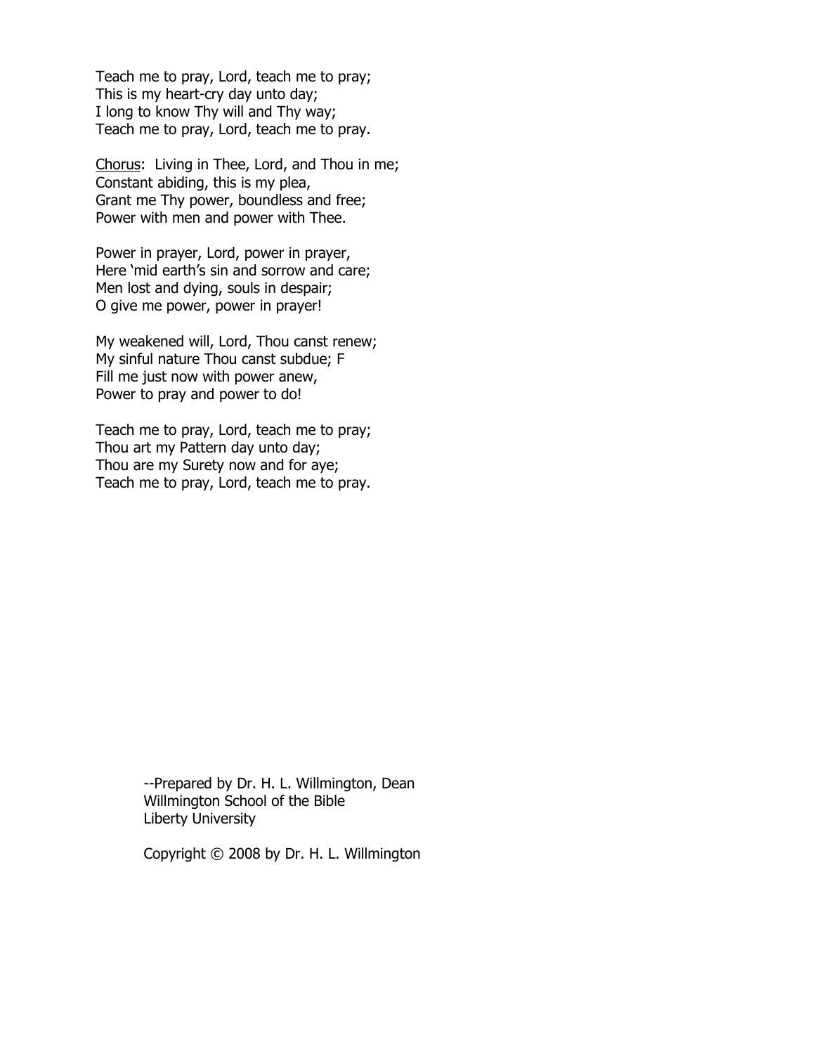Teach me to pray, Lord, teach me to pray;  
This is my heart-cry day unto day;  
I long to know Thy will and Thy way;  
Teach me to pray, Lord, teach me to pray.

<u>Chorus</u>: Living in Thee, Lord, and Thou in me;  
Constant abiding, this is my plea,  
Grant me Thy power, boundless and free;  
Power with men and power with Thee.

Power in prayer, Lord, power in prayer,  
Here 'mid earth's sin and sorrow and care;  
Men lost and dying, souls in despair;  
O give me power, power in prayer!

My weakened will, Lord, Thou canst renew;  
My sinful nature Thou canst subdue; F  
Fill me just now with power anew,  
Power to pray and power to do!

Teach me to pray, Lord, teach me to pray;  
Thou art my Pattern day unto day;  
Thou are my Surety now and for aye;  
Teach me to pray, Lord, teach me to pray.

--Prepared by Dr. H. L. Willmington, Dean  
Willmington School of the Bible  
Liberty University

Copyright © 2008 by Dr. H. L. Willmington